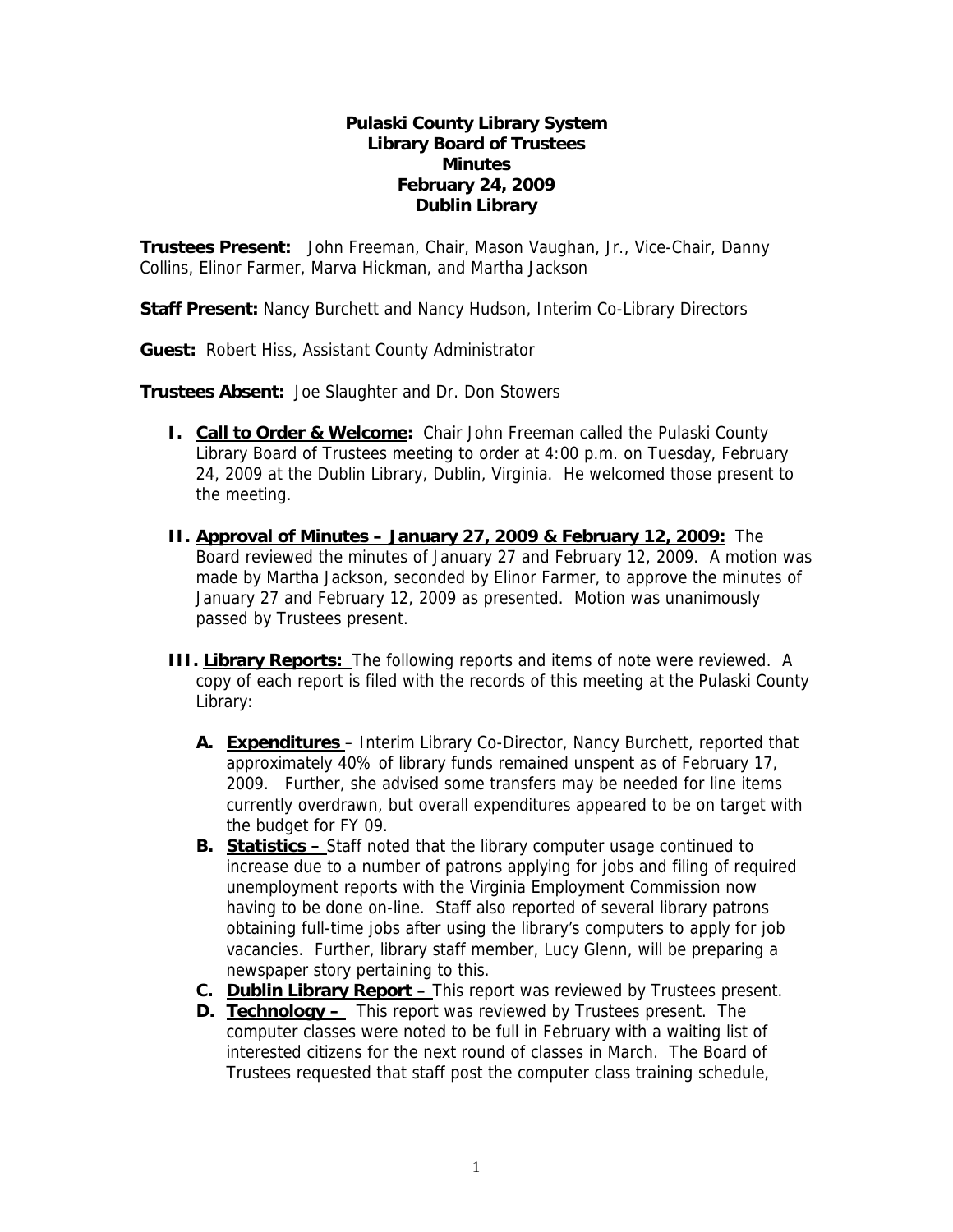**Pulaski County Library System**
**Library Board of Trustees**
**Minutes**
**February 24, 2009**
**Dublin Library**

**Trustees Present:** John Freeman, Chair, Mason Vaughan, Jr., Vice-Chair, Danny Collins, Elinor Farmer, Marva Hickman, and Martha Jackson

**Staff Present:** Nancy Burchett and Nancy Hudson, Interim Co-Library Directors

**Guest:** Robert Hiss, Assistant County Administrator

**Trustees Absent:** Joe Slaughter and Dr. Don Stowers

I. **Call to Order & Welcome:** Chair John Freeman called the Pulaski County Library Board of Trustees meeting to order at 4:00 p.m. on Tuesday, February 24, 2009 at the Dublin Library, Dublin, Virginia. He welcomed those present to the meeting.

II. **Approval of Minutes – January 27, 2009 & February 12, 2009:** The Board reviewed the minutes of January 27 and February 12, 2009. A motion was made by Martha Jackson, seconded by Elinor Farmer, to approve the minutes of January 27 and February 12, 2009 as presented. Motion was unanimously passed by Trustees present.

III. **Library Reports:** The following reports and items of note were reviewed. A copy of each report is filed with the records of this meeting at the Pulaski County Library:

   A. **Expenditures** – Interim Library Co-Director, Nancy Burchett, reported that approximately 40% of library funds remained unspent as of February 17, 2009. Further, she advised some transfers may be needed for line items currently overdrawn, but overall expenditures appeared to be on target with the budget for FY 09.

   B. **Statistics –** Staff noted that the library computer usage continued to increase due to a number of patrons applying for jobs and filing of required unemployment reports with the Virginia Employment Commission now having to be done on-line. Staff also reported of several library patrons obtaining full-time jobs after using the library's computers to apply for job vacancies. Further, library staff member, Lucy Glenn, will be preparing a newspaper story pertaining to this.

   C. **Dublin Library Report –** This report was reviewed by Trustees present.

   D. **Technology –** This report was reviewed by Trustees present. The computer classes were noted to be full in February with a waiting list of interested citizens for the next round of classes in March. The Board of Trustees requested that staff post the computer class training schedule,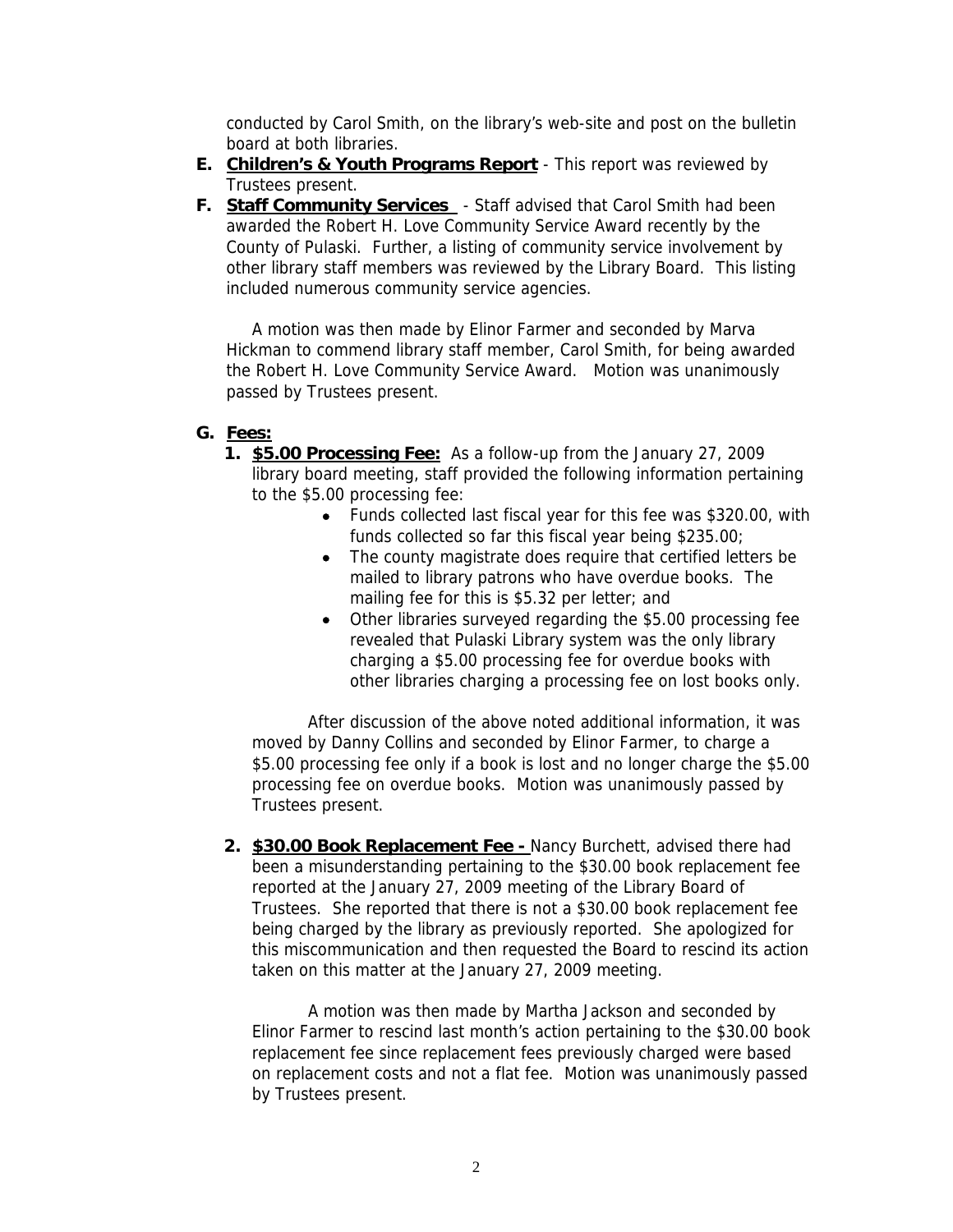conducted by Carol Smith, on the library's web-site and post on the bulletin board at both libraries.

**E. Children's & Youth Programs Report** - This report was reviewed by Trustees present.

**F. Staff Community Services** - Staff advised that Carol Smith had been awarded the Robert H. Love Community Service Award recently by the County of Pulaski. Further, a listing of community service involvement by other library staff members was reviewed by the Library Board. This listing included numerous community service agencies.

A motion was then made by Elinor Farmer and seconded by Marva Hickman to commend library staff member, Carol Smith, for being awarded the Robert H. Love Community Service Award. Motion was unanimously passed by Trustees present.

**G. Fees:**

1. **$5.00 Processing Fee:** As a follow-up from the January 27, 2009 library board meeting, staff provided the following information pertaining to the $5.00 processing fee:
   - Funds collected last fiscal year for this fee was $320.00, with funds collected so far this fiscal year being $235.00;
   - The county magistrate does require that certified letters be mailed to library patrons who have overdue books. The mailing fee for this is $5.32 per letter; and
   - Other libraries surveyed regarding the $5.00 processing fee revealed that Pulaski Library system was the only library charging a $5.00 processing fee for overdue books with other libraries charging a processing fee on lost books only.

   After discussion of the above noted additional information, it was moved by Danny Collins and seconded by Elinor Farmer, to charge a $5.00 processing fee only if a book is lost and no longer charge the $5.00 processing fee on overdue books. Motion was unanimously passed by Trustees present.

2. **$30.00 Book Replacement Fee -** Nancy Burchett, advised there had been a misunderstanding pertaining to the $30.00 book replacement fee reported at the January 27, 2009 meeting of the Library Board of Trustees. She reported that there is not a $30.00 book replacement fee being charged by the library as previously reported. She apologized for this miscommunication and then requested the Board to rescind its action taken on this matter at the January 27, 2009 meeting.

   A motion was then made by Martha Jackson and seconded by Elinor Farmer to rescind last month's action pertaining to the $30.00 book replacement fee since replacement fees previously charged were based on replacement costs and not a flat fee. Motion was unanimously passed by Trustees present.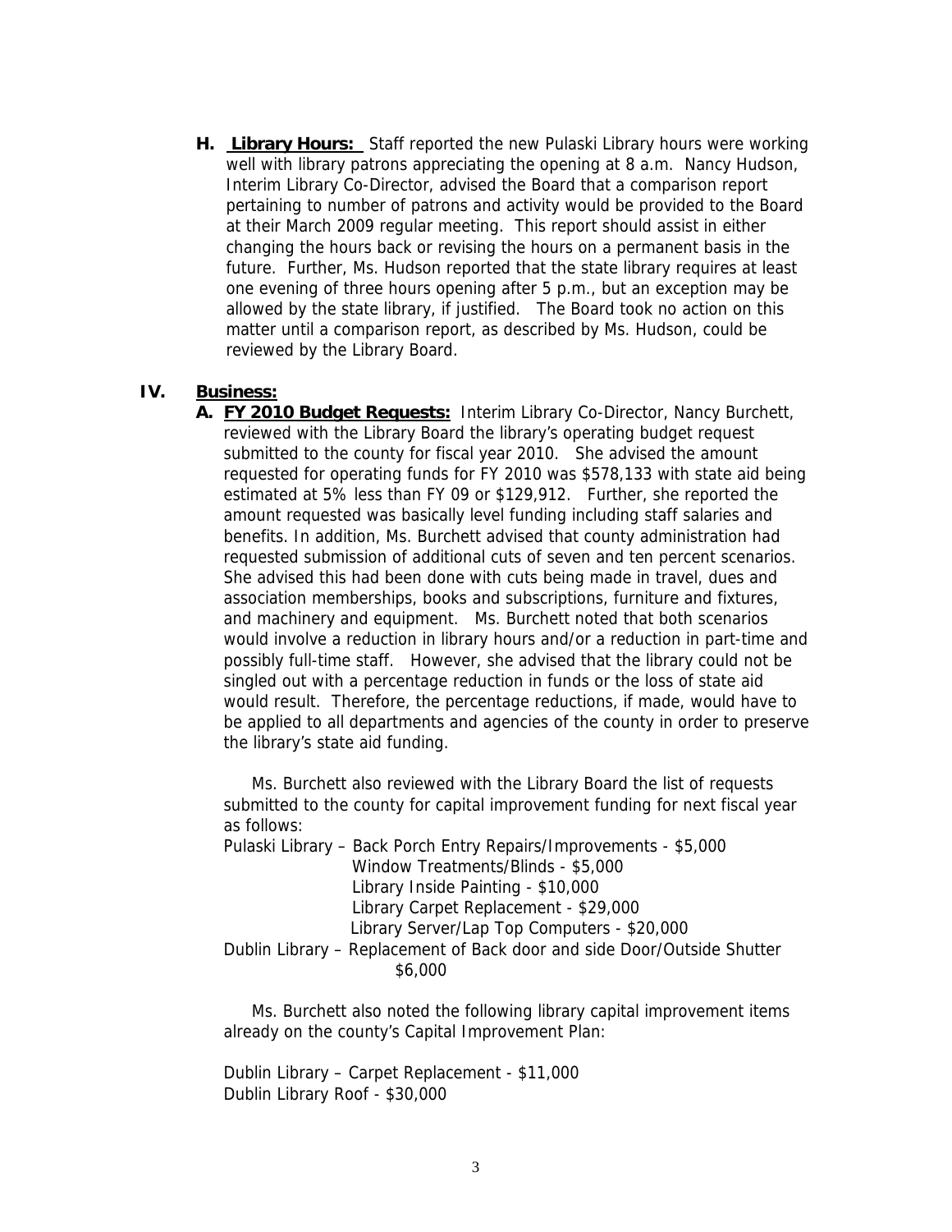**H. <u>Library Hours:</u>** Staff reported the new Pulaski Library hours were working well with library patrons appreciating the opening at 8 a.m. Nancy Hudson, Interim Library Co-Director, advised the Board that a comparison report pertaining to number of patrons and activity would be provided to the Board at their March 2009 regular meeting. This report should assist in either changing the hours back or revising the hours on a permanent basis in the future. Further, Ms. Hudson reported that the state library requires at least one evening of three hours opening after 5 p.m., but an exception may be allowed by the state library, if justified. The Board took no action on this matter until a comparison report, as described by Ms. Hudson, could be reviewed by the Library Board.

**IV. <u>Business:</u>**

**A. <u>FY 2010 Budget Requests:</u>** Interim Library Co-Director, Nancy Burchett, reviewed with the Library Board the library's operating budget request submitted to the county for fiscal year 2010. She advised the amount requested for operating funds for FY 2010 was $578,133 with state aid being estimated at 5% less than FY 09 or $129,912. Further, she reported the amount requested was basically level funding including staff salaries and benefits. In addition, Ms. Burchett advised that county administration had requested submission of additional cuts of seven and ten percent scenarios. She advised this had been done with cuts being made in travel, dues and association memberships, books and subscriptions, furniture and fixtures, and machinery and equipment. Ms. Burchett noted that both scenarios would involve a reduction in library hours and/or a reduction in part-time and possibly full-time staff. However, she advised that the library could not be singled out with a percentage reduction in funds or the loss of state aid would result. Therefore, the percentage reductions, if made, would have to be applied to all departments and agencies of the county in order to preserve the library's state aid funding.

Ms. Burchett also reviewed with the Library Board the list of requests submitted to the county for capital improvement funding for next fiscal year as follows:

Pulaski Library – Back Porch Entry Repairs/Improvements - $5,000
Window Treatments/Blinds - $5,000
Library Inside Painting - $10,000
Library Carpet Replacement - $29,000
Library Server/Lap Top Computers - $20,000
Dublin Library – Replacement of Back door and side Door/Outside Shutter $6,000

Ms. Burchett also noted the following library capital improvement items already on the county's Capital Improvement Plan:

Dublin Library – Carpet Replacement - $11,000
Dublin Library Roof - $30,000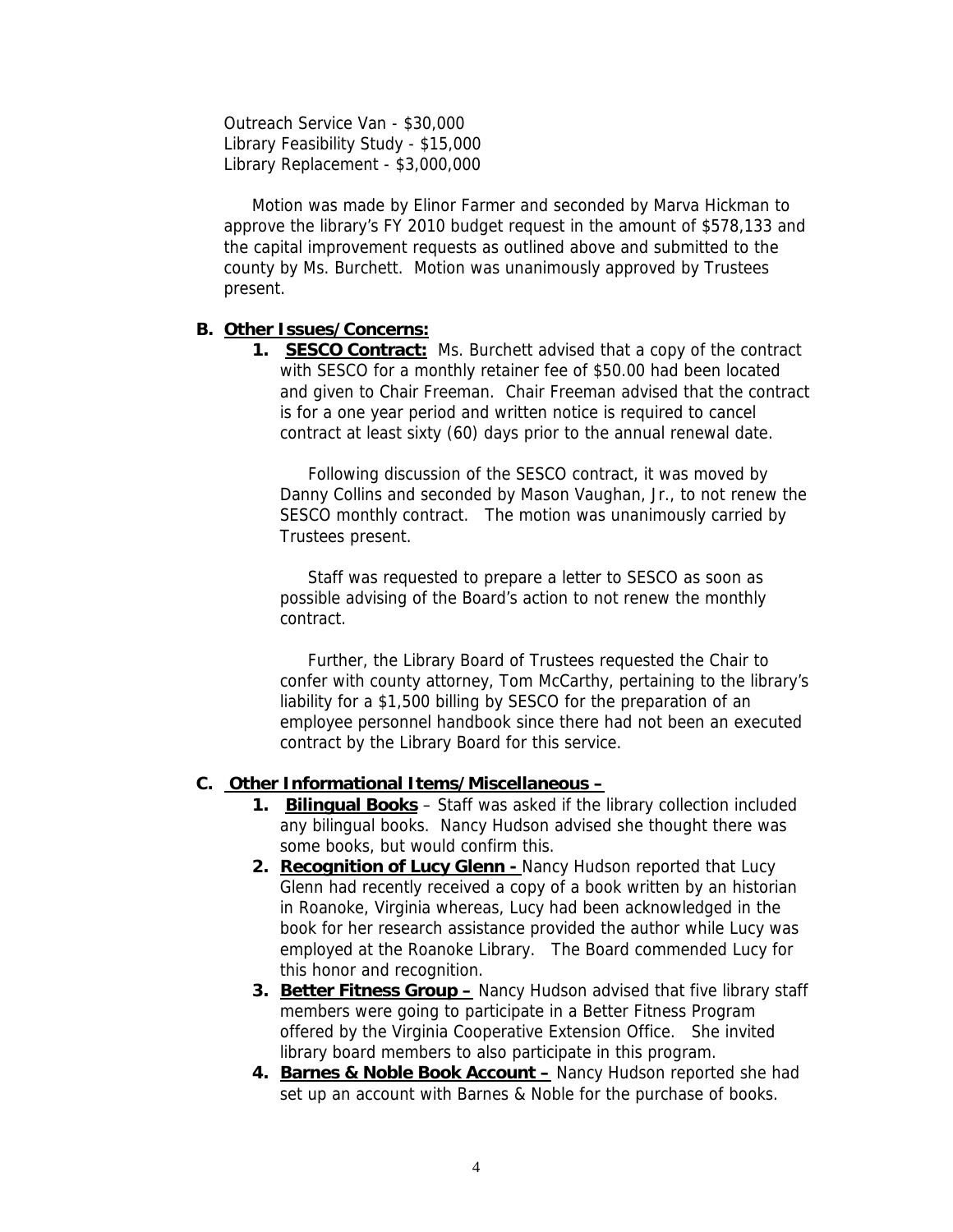Outreach Service Van - $30,000
Library Feasibility Study - $15,000
Library Replacement - $3,000,000

Motion was made by Elinor Farmer and seconded by Marva Hickman to approve the library's FY 2010 budget request in the amount of $578,133 and the capital improvement requests as outlined above and submitted to the county by Ms. Burchett. Motion was unanimously approved by Trustees present.

**B. Other Issues/Concerns:**

1. **SESCO Contract:** Ms. Burchett advised that a copy of the contract with SESCO for a monthly retainer fee of $50.00 had been located and given to Chair Freeman. Chair Freeman advised that the contract is for a one year period and written notice is required to cancel contract at least sixty (60) days prior to the annual renewal date.

   Following discussion of the SESCO contract, it was moved by Danny Collins and seconded by Mason Vaughan, Jr., to not renew the SESCO monthly contract. The motion was unanimously carried by Trustees present.

   Staff was requested to prepare a letter to SESCO as soon as possible advising of the Board's action to not renew the monthly contract.

   Further, the Library Board of Trustees requested the Chair to confer with county attorney, Tom McCarthy, pertaining to the library's liability for a $1,500 billing by SESCO for the preparation of an employee personnel handbook since there had not been an executed contract by the Library Board for this service.

**C. Other Informational Items/Miscellaneous –**

1. **Bilingual Books** – Staff was asked if the library collection included any bilingual books. Nancy Hudson advised she thought there was some books, but would confirm this.
2. **Recognition of Lucy Glenn -** Nancy Hudson reported that Lucy Glenn had recently received a copy of a book written by an historian in Roanoke, Virginia whereas, Lucy had been acknowledged in the book for her research assistance provided the author while Lucy was employed at the Roanoke Library. The Board commended Lucy for this honor and recognition.
3. **Better Fitness Group –** Nancy Hudson advised that five library staff members were going to participate in a Better Fitness Program offered by the Virginia Cooperative Extension Office. She invited library board members to also participate in this program.
4. **Barnes & Noble Book Account –** Nancy Hudson reported she had set up an account with Barnes & Noble for the purchase of books.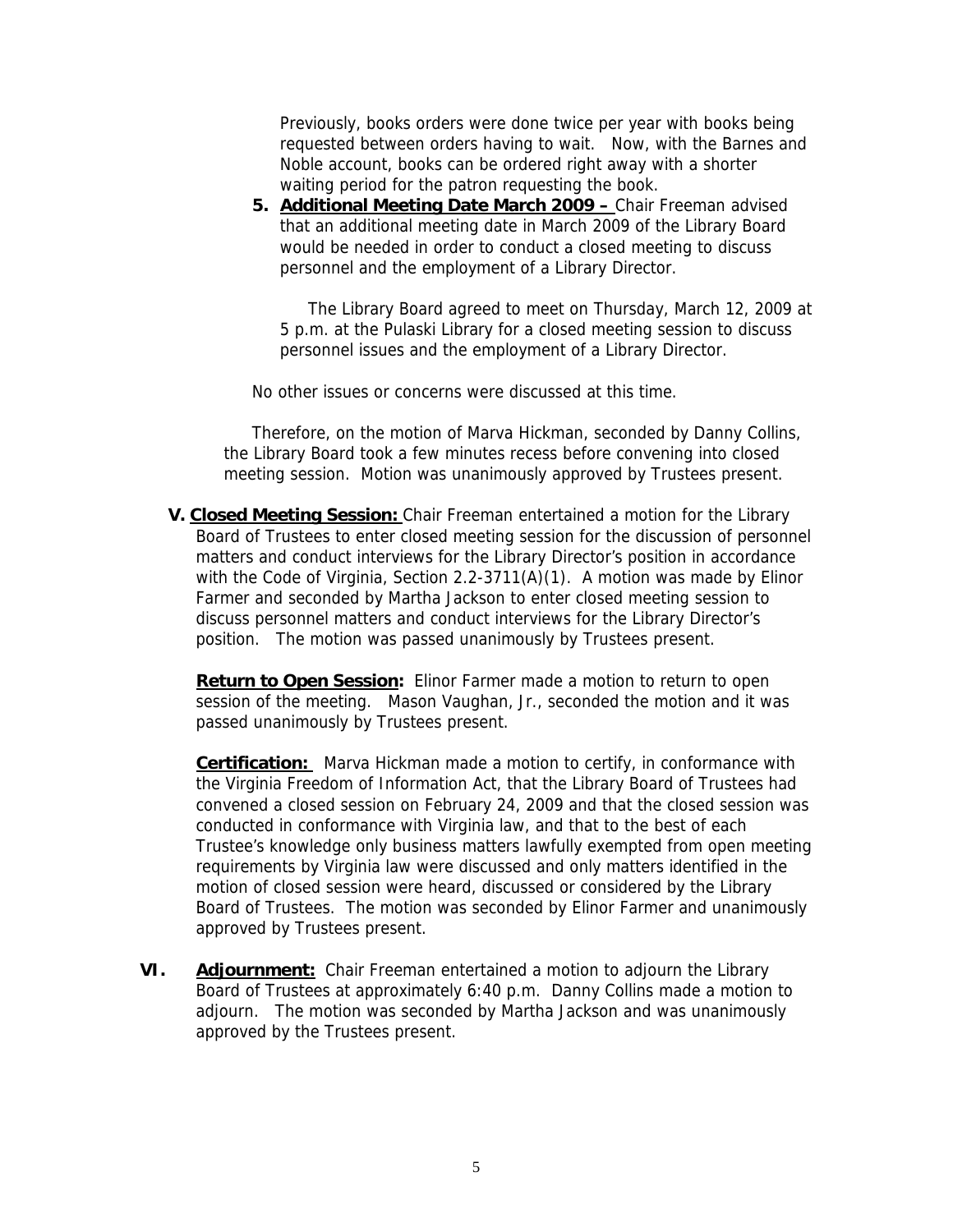Previously, books orders were done twice per year with books being requested between orders having to wait. Now, with the Barnes and Noble account, books can be ordered right away with a shorter waiting period for the patron requesting the book.

5. **Additional Meeting Date March 2009 –** Chair Freeman advised that an additional meeting date in March 2009 of the Library Board would be needed in order to conduct a closed meeting to discuss personnel and the employment of a Library Director.

   The Library Board agreed to meet on Thursday, March 12, 2009 at 5 p.m. at the Pulaski Library for a closed meeting session to discuss personnel issues and the employment of a Library Director.

No other issues or concerns were discussed at this time.

Therefore, on the motion of Marva Hickman, seconded by Danny Collins, the Library Board took a few minutes recess before convening into closed meeting session. Motion was unanimously approved by Trustees present.

**V. Closed Meeting Session:** Chair Freeman entertained a motion for the Library Board of Trustees to enter closed meeting session for the discussion of personnel matters and conduct interviews for the Library Director's position in accordance with the Code of Virginia, Section 2.2-3711(A)(1). A motion was made by Elinor Farmer and seconded by Martha Jackson to enter closed meeting session to discuss personnel matters and conduct interviews for the Library Director's position. The motion was passed unanimously by Trustees present.

**Return to Open Session:** Elinor Farmer made a motion to return to open session of the meeting. Mason Vaughan, Jr., seconded the motion and it was passed unanimously by Trustees present.

**Certification:** Marva Hickman made a motion to certify, in conformance with the Virginia Freedom of Information Act, that the Library Board of Trustees had convened a closed session on February 24, 2009 and that the closed session was conducted in conformance with Virginia law, and that to the best of each Trustee's knowledge only business matters lawfully exempted from open meeting requirements by Virginia law were discussed and only matters identified in the motion of closed session were heard, discussed or considered by the Library Board of Trustees. The motion was seconded by Elinor Farmer and unanimously approved by Trustees present.

**VI. Adjournment:** Chair Freeman entertained a motion to adjourn the Library Board of Trustees at approximately 6:40 p.m. Danny Collins made a motion to adjourn. The motion was seconded by Martha Jackson and was unanimously approved by the Trustees present.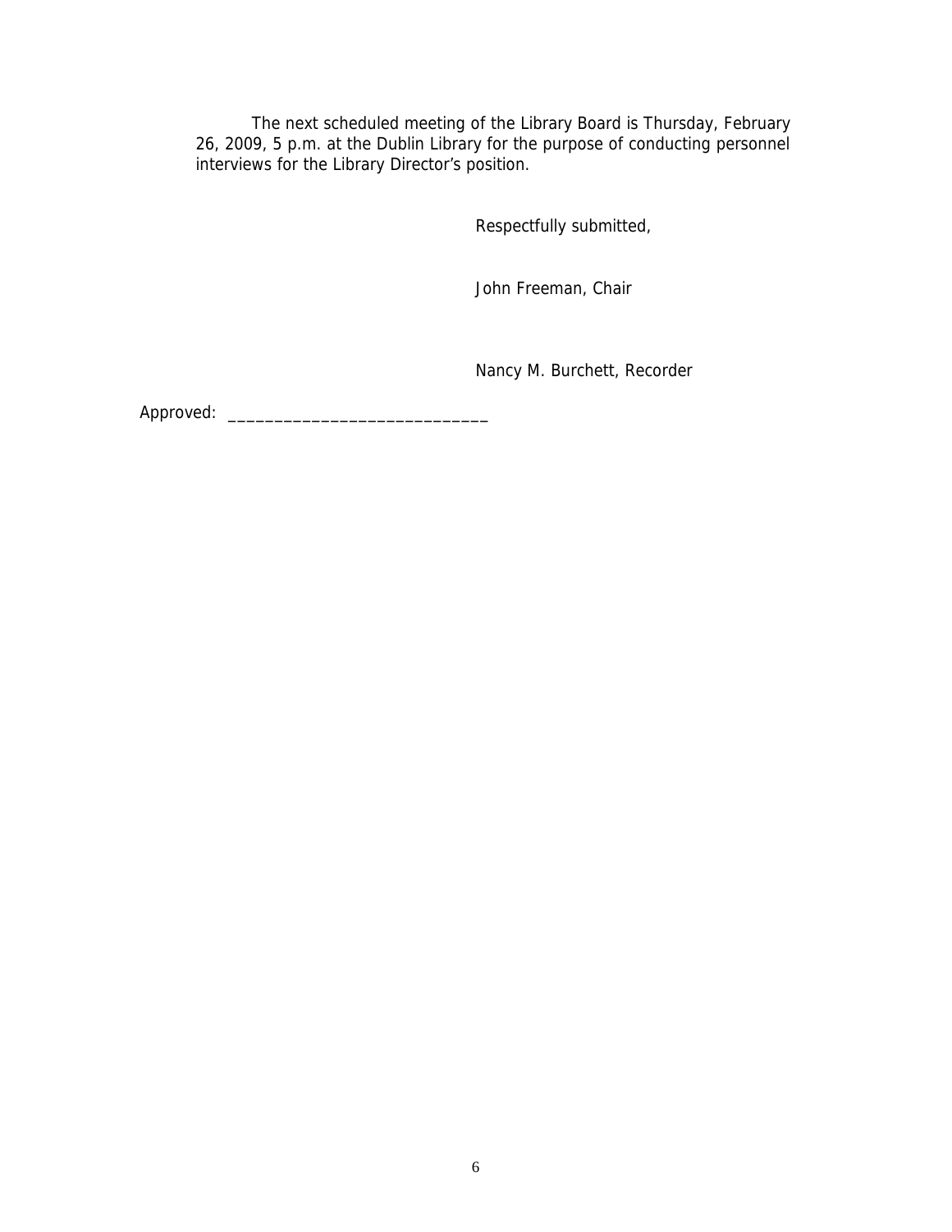The next scheduled meeting of the Library Board is Thursday, February 26, 2009, 5 p.m. at the Dublin Library for the purpose of conducting personnel interviews for the Library Director's position.

Respectfully submitted,

John Freeman, Chair

Nancy M. Burchett, Recorder

Approved: ____________________________